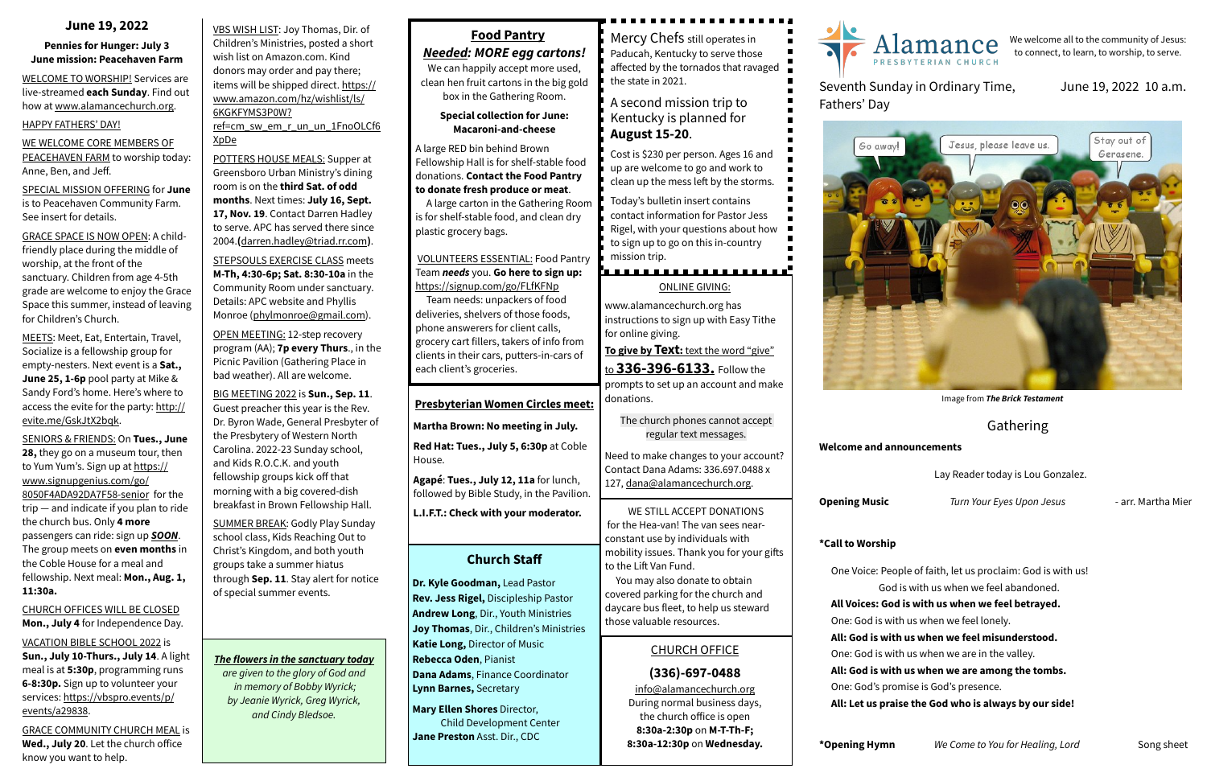## June 19, 2022

**Pennies for Hunger: July 3**
**June mission: Peacehaven Farm**

WELCOME TO WORSHIP! Services are live-streamed **each Sunday**. Find out how at www.alamancechurch.org.

HAPPY FATHERS' DAY!

WE WELCOME CORE MEMBERS OF PEACEHAVEN FARM to worship today: Anne, Ben, and Jeff.

SPECIAL MISSION OFFERING for **June** is to Peacehaven Community Farm. See insert for details.

GRACE SPACE IS NOW OPEN: A child-friendly place during the middle of worship, at the front of the sanctuary. Children from age 4-5th grade are welcome to enjoy the Grace Space this summer, instead of leaving for Children's Church.

MEETS: Meet, Eat, Entertain, Travel, Socialize is a fellowship group for empty-nesters. Next event is a **Sat., June 25, 1-6p** pool party at Mike & Sandy Ford's home. Here's where to access the evite for the party: http://evite.me/GskJtX2bqk.

SENIORS & FRIENDS: On **Tues., June 28,** they go on a museum tour, then to Yum Yum's. Sign up at https://www.signupgenius.com/go/8050F4ADA92DA7F58-senior for the trip — and indicate if you plan to ride the church bus. Only **4 more** passengers can ride: sign up ***SOON***. The group meets on **even months** in the Coble House for a meal and fellowship. Next meal: **Mon., Aug. 1, 11:30a.**

CHURCH OFFICES WILL BE CLOSED **Mon., July 4** for Independence Day.

VACATION BIBLE SCHOOL 2022 is **Sun., July 10-Thurs., July 14**. A light meal is at **5:30p**, programming runs **6-8:30p.** Sign up to volunteer your services: https://vbspro.events/p/events/a29838.

GRACE COMMUNITY CHURCH MEAL is **Wed., July 20**. Let the church office know you want to help.

VBS WISH LIST: Joy Thomas, Dir. of Children's Ministries, posted a short wish list on Amazon.com. Kind donors may order and pay there; items will be shipped direct. https://www.amazon.com/hz/wishlist/ls/6KGKFYMS3P0W?ref=cm_sw_em_r_un_un_1FnoOLCf6XpDe

POTTERS HOUSE MEALS: Supper at Greensboro Urban Ministry's dining room is on the **third Sat. of odd months**. Next times: **July 16, Sept. 17, Nov. 19**. Contact Darren Hadley to serve. APC has served there since 2004.**(**darren.hadley@triad.rr.com**)**.

STEPSOULS EXERCISE CLASS meets **M-Th, 4:30-6p; Sat. 8:30-10a** in the Community Room under sanctuary. Details: APC website and Phyllis Monroe (phylmonroe@gmail.com).

OPEN MEETING: 12-step recovery program (AA); **7p every Thurs**., in the Picnic Pavilion (Gathering Place in bad weather). All are welcome.

BIG MEETING 2022 is **Sun., Sep. 11**. Guest preacher this year is the Rev. Dr. Byron Wade, General Presbyter of the Presbytery of Western North Carolina. 2022-23 Sunday school, and Kids R.O.C.K. and youth fellowship groups kick off that morning with a big covered-dish breakfast in Brown Fellowship Hall.

SUMMER BREAK: Godly Play Sunday school class, Kids Reaching Out to Christ's Kingdom, and both youth groups take a summer hiatus through **Sep. 11**. Stay alert for notice of special summer events.

***The flowers in the sanctuary today***
*are given to the glory of God and in memory of Bobby Wyrick; by Jeanie Wyrick, Greg Wyrick, and Cindy Bledsoe.*

### Food Pantry

***Needed: MORE egg cartons!***

We can happily accept more used, clean hen fruit cartons in the big gold box in the Gathering Room.

**Special collection for June: Macaroni-and-cheese**

A large RED bin behind Brown Fellowship Hall is for shelf-stable food donations. **Contact the Food Pantry to donate fresh produce or meat**.

A large carton in the Gathering Room is for shelf-stable food, and clean dry plastic grocery bags.

VOLUNTEERS ESSENTIAL: Food Pantry Team ***needs*** you. **Go here to sign up:** https://signup.com/go/FLfKFNp

Team needs: unpackers of food deliveries, shelvers of those foods, phone answerers for client calls, grocery cart fillers, takers of info from clients in their cars, putters-in-cars of each client's groceries.

### Presbyterian Women Circles meet:

**Martha Brown: No meeting in July.**

**Red Hat: Tues., July 5, 6:30p** at Coble House.

**Agapé**: **Tues., July 12, 11a** for lunch, followed by Bible Study, in the Pavilion.

**L.I.F.T.: Check with your moderator.**

### Church Staff

**Dr. Kyle Goodman,** Lead Pastor
**Rev. Jess Rigel,** Discipleship Pastor
**Andrew Long**, Dir., Youth Ministries
**Joy Thomas**, Dir., Children's Ministries
**Katie Long,** Director of Music
**Rebecca Oden**, Pianist
**Dana Adams**, Finance Coordinator
**Lynn Barnes,** Secretary

**Mary Ellen Shores** Director, Child Development Center
**Jane Preston** Asst. Dir., CDC

Mercy Chefs still operates in Paducah, Kentucky to serve those affected by the tornados that ravaged the state in 2021.

A second mission trip to Kentucky is planned for **August 15-20**.

Cost is $230 per person. Ages 16 and up are welcome to go and work to clean up the mess left by the storms.

Today's bulletin insert contains contact information for Pastor Jess Rigel, with your questions about how to sign up to go on this in-country mission trip.

ONLINE GIVING:

www.alamancechurch.org has instructions to sign up with Easy Tithe for online giving.

**To give by Text:** text the word "give" to **336-396-6133.** Follow the prompts to set up an account and make donations.

The church phones cannot accept regular text messages.

Need to make changes to your account? Contact Dana Adams: 336.697.0488 x 127, dana@alamancechurch.org.

WE STILL ACCEPT DONATIONS for the Hea-van! The van sees near-constant use by individuals with mobility issues. Thank you for your gifts to the Lift Van Fund.

You may also donate to obtain covered parking for the church and daycare bus fleet, to help us steward those valuable resources.

CHURCH OFFICE

**(336)-697-0488**

info@alamancechurch.org
During normal business days, the church office is open **8:30a-2:30p** on **M-T-Th-F; 8:30a-12:30p** on **Wednesday.**

Alamance Presbyterian Church

We welcome all to the community of Jesus: to connect, to learn, to worship, to serve.

Seventh Sunday in Ordinary Time, Fathers' Day — June 19, 2022 10 a.m.

Image from ***The Brick Testament***

## Gathering

**Welcome and announcements**

Lay Reader today is Lou Gonzalez.

**Opening Music** *Turn Your Eyes Upon Jesus* - arr. Martha Mier

**\*Call to Worship**

One Voice: People of faith, let us proclaim: God is with us!
God is with us when we feel abandoned.
**All Voices: God is with us when we feel betrayed.**
One: God is with us when we feel lonely.
**All: God is with us when we feel misunderstood.**
One: God is with us when we are in the valley.
**All: God is with us when we are among the tombs.**
One: God's promise is God's presence.
**All: Let us praise the God who is always by our side!**

**\*Opening Hymn** *We Come to You for Healing, Lord* Song sheet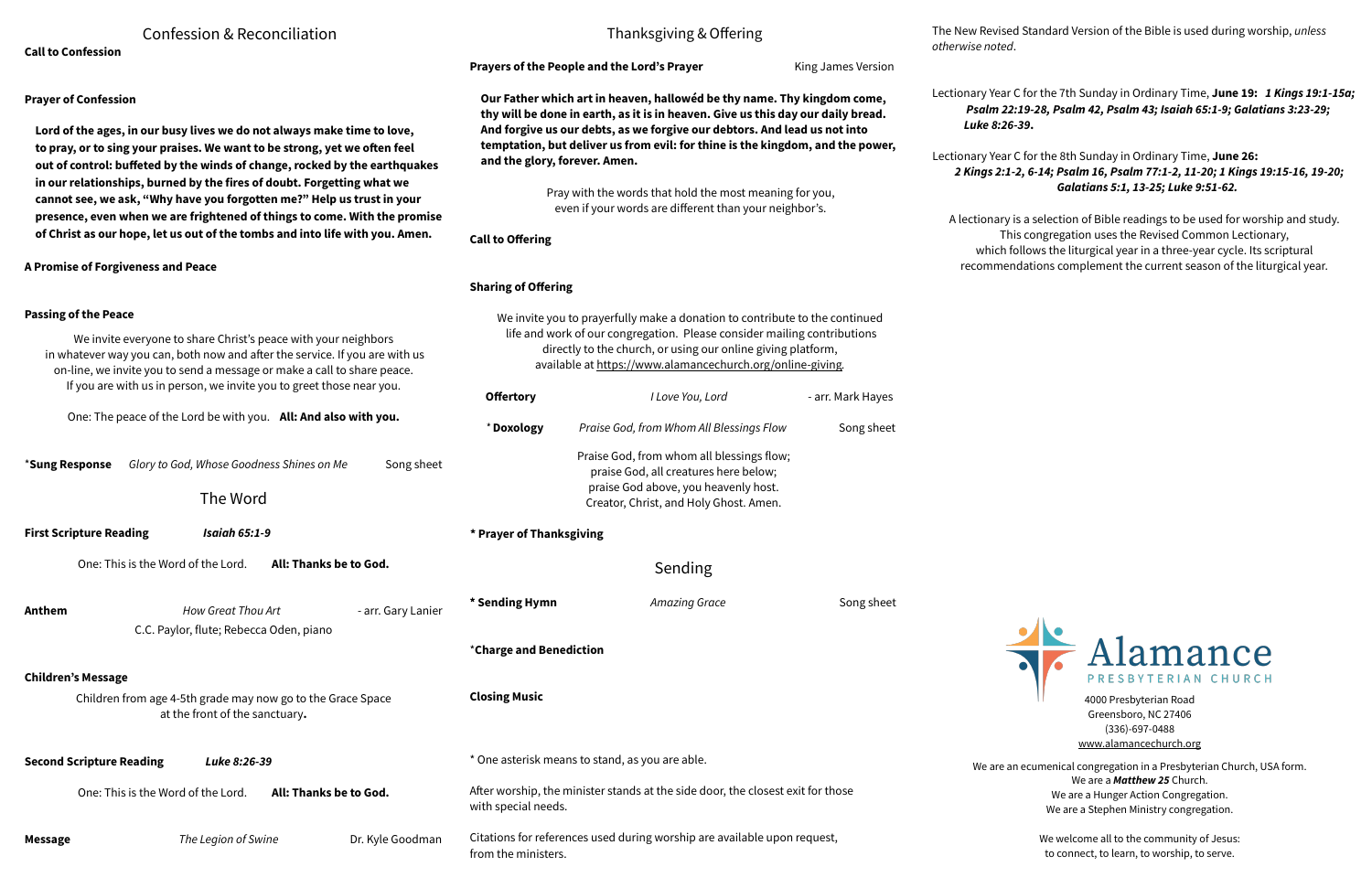## Confession & Reconciliation

**Call to Confession**

**Prayer of Confession**

**Lord of the ages, in our busy lives we do not always make time to love, to pray, or to sing your praises. We want to be strong, yet we often feel out of control: buffeted by the winds of change, rocked by the earthquakes in our relationships, burned by the fires of doubt. Forgetting what we cannot see, we ask, "Why have you forgotten me?" Help us trust in your presence, even when we are frightened of things to come. With the promise of Christ as our hope, let us out of the tombs and into life with you. Amen.**

**A Promise of Forgiveness and Peace**

**Passing of the Peace**

We invite everyone to share Christ's peace with your neighbors in whatever way you can, both now and after the service. If you are with us on-line, we invite you to send a message or make a call to share peace. If you are with us in person, we invite you to greet those near you.

One: The peace of the Lord be with you. **All: And also with you.**

*__Sung Response__ *Glory to God, Whose Goodness Shines on Me* Song sheet

## The Word

**First Scripture Reading** ***Isaiah 65:1-9***

One: This is the Word of the Lord. **All: Thanks be to God.**

**Anthem** *How Great Thou Art* - arr. Gary Lanier
C.C. Paylor, flute; Rebecca Oden, piano

**Children's Message**

Children from age 4-5th grade may now go to the Grace Space at the front of the sanctuary**.**

**Second Scripture Reading** ***Luke 8:26-39***

One: This is the Word of the Lord. **All: Thanks be to God.**

**Message** *The Legion of Swine* Dr. Kyle Goodman

## Thanksgiving & Offering

**Prayers of the People and the Lord's Prayer** King James Version

**Our Father which art in heaven, hallowéd be thy name. Thy kingdom come, thy will be done in earth, as it is in heaven. Give us this day our daily bread. And forgive us our debts, as we forgive our debtors. And lead us not into temptation, but deliver us from evil: for thine is the kingdom, and the power, and the glory, forever. Amen.**

Pray with the words that hold the most meaning for you, even if your words are different than your neighbor's.

**Call to Offering**

**Sharing of Offering**

We invite you to prayerfully make a donation to contribute to the continued life and work of our congregation. Please consider mailing contributions directly to the church, or using our online giving platform, available at https://www.alamancechurch.org/online-giving.

**Offertory** *I Love You, Lord* - arr. Mark Hayes

*__Doxology__ *Praise God, from Whom All Blessings Flow* Song sheet

Praise God, from whom all blessings flow;
praise God, all creatures here below;
praise God above, you heavenly host.
Creator, Christ, and Holy Ghost. Amen.

**\* Prayer of Thanksgiving**

## Sending

**\* Sending Hymn** *Amazing Grace* Song sheet

*__Charge and Benediction__

**Closing Music**

\* One asterisk means to stand, as you are able.

After worship, the minister stands at the side door, the closest exit for those with special needs.

Citations for references used during worship are available upon request, from the ministers.

The New Revised Standard Version of the Bible is used during worship, *unless otherwise noted*.

Lectionary Year C for the 7th Sunday in Ordinary Time, **June 19:** ***1 Kings 19:1-15a; Psalm 22:19-28, Psalm 42, Psalm 43; Isaiah 65:1-9; Galatians 3:23-29; Luke 8:26-39.***

Lectionary Year C for the 8th Sunday in Ordinary Time, **June 26:** ***2 Kings 2:1-2, 6-14; Psalm 16, Psalm 77:1-2, 11-20; 1 Kings 19:15-16, 19-20; Galatians 5:1, 13-25; Luke 9:51-62.***

A lectionary is a selection of Bible readings to be used for worship and study. This congregation uses the Revised Common Lectionary, which follows the liturgical year in a three-year cycle. Its scriptural recommendations complement the current season of the liturgical year.

Alamance
PRESBYTERIAN CHURCH

4000 Presbyterian Road
Greensboro, NC 27406
(336)-697-0488
www.alamancechurch.org

We are an ecumenical congregation in a Presbyterian Church, USA form.
We are a ***Matthew 25*** Church.
We are a Hunger Action Congregation.
We are a Stephen Ministry congregation.

We welcome all to the community of Jesus:
to connect, to learn, to worship, to serve.